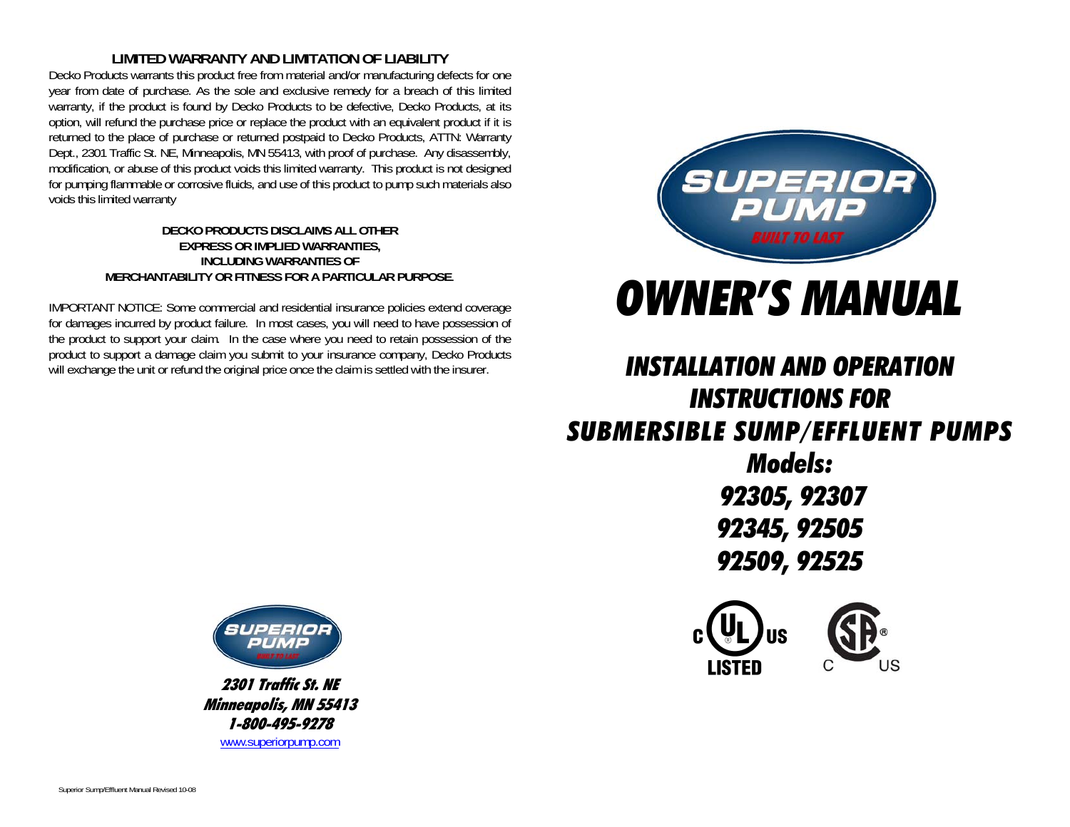## LIMITED WARRANTY AND LIMITATION OF LIABILITY

Decko Products warrants this product free from material and/or manufacturing defects for one year from date of purchase. As the sole and exclusive remedy for a breach of this limited warranty, if the product is found by Decko Products to be defective, Decko Products, at its option, will refund the purchase price or replace the product with an equivalent product if it is returned to the place of purchase or returned postpaid to Decko Products, ATTN: Warranty Dept., 2301 Traffic St. NE, Minneapolis, MN 55413, with proof of purchase. Any disassembly, modification, or abuse of this product voids this limited warranty. This product is not designed for pumping flammable or corrosive fluids, and use of this product to pump such materials also voids this limited warranty

**DECKO PRODUCTS DISCLAIMS ALL OTHER EXPRESS OR IMPLIED WARRANTIES, INCLUDING WARRANTIES OF MERCHANTABILITY OR FITNESS FOR A PARTICULAR PURPOSE.**

IMPORTANT NOTICE: Some commercial and residential insurance policies extend coverage for damages incurred by product failure. In most cases, you will need to have possession of the product to support your claim. In the case where you need to retain possession of the product to support a damage claim you submit to your insurance company, Decko Products will exchange the unit or refund the original price once the claim is settled with the insurer.

**SUPERIOR PUMP**
*BUILT TO LAST*

**2301 Traffic St. NE**
**Minneapolis, MN 55413**
**1-800-495-9278**
www.superiorpump.com

Superior Sump/Effluent Manual Revised 10-08

**SUPERIOR PUMP**
*BUILT TO LAST*

# OWNER'S MANUAL

## INSTALLATION AND OPERATION INSTRUCTIONS FOR SUBMERSIBLE SUMP/EFFLUENT PUMPS

### Models:

### 92305, 92307
### 92345, 92505
### 92509, 92525

C UL US LISTED

SP C US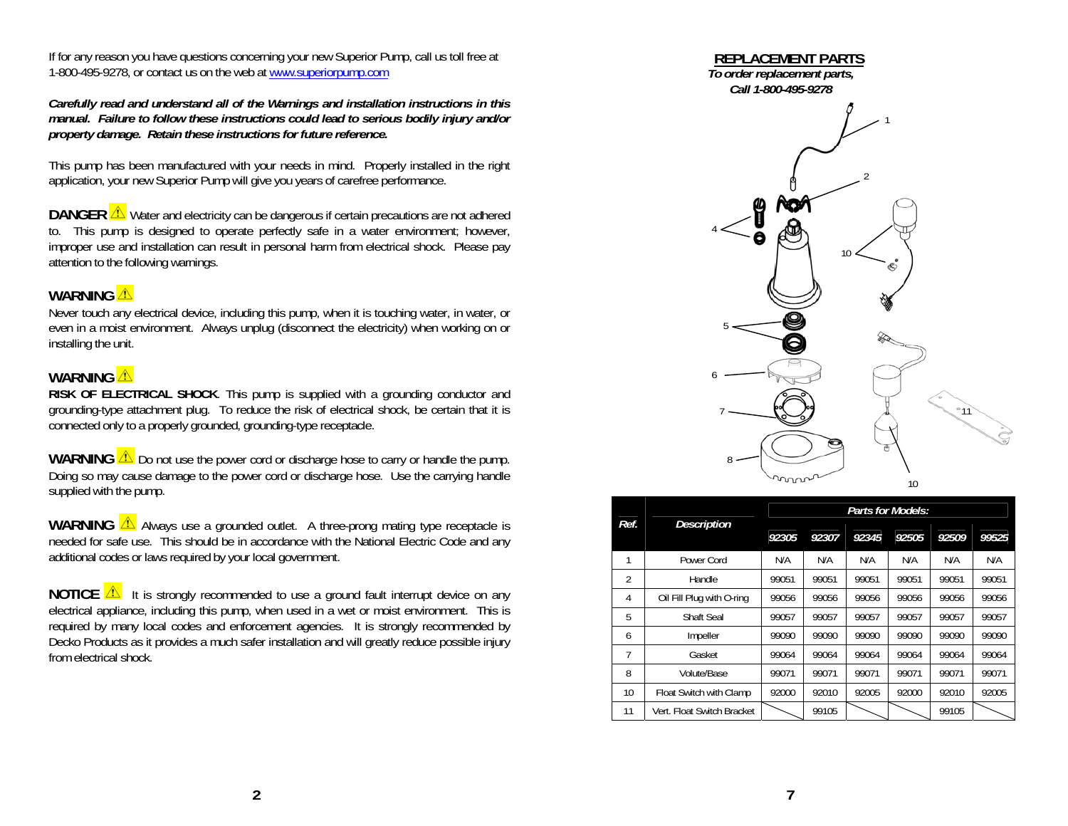If for any reason you have questions concerning your new Superior Pump, call us toll free at 1-800-495-9278, or contact us on the web at www.superiorpump.com

***Carefully read and understand all of the Warnings and installation instructions in this manual. Failure to follow these instructions could lead to serious bodily injury and/or property damage. Retain these instructions for future reference.***

This pump has been manufactured with your needs in mind. Properly installed in the right application, your new Superior Pump will give you years of carefree performance.

**DANGER** ⚠ Water and electricity can be dangerous if certain precautions are not adhered to. This pump is designed to operate perfectly safe in a water environment; however, improper use and installation can result in personal harm from electrical shock. Please pay attention to the following warnings.

**WARNING** ⚠

Never touch any electrical device, including this pump, when it is touching water, in water, or even in a moist environment. Always unplug (disconnect the electricity) when working on or installing the unit.

**WARNING** ⚠

**RISK OF ELECTRICAL SHOCK**. This pump is supplied with a grounding conductor and grounding-type attachment plug. To reduce the risk of electrical shock, be certain that it is connected only to a properly grounded, grounding-type receptacle.

**WARNING** ⚠ Do not use the power cord or discharge hose to carry or handle the pump. Doing so may cause damage to the power cord or discharge hose. Use the carrying handle supplied with the pump.

**WARNING** ⚠ Always use a grounded outlet. A three-prong mating type receptacle is needed for safe use. This should be in accordance with the National Electric Code and any additional codes or laws required by your local government.

**NOTICE** ⚠ It is strongly recommended to use a ground fault interrupt device on any electrical appliance, including this pump, when used in a wet or moist environment. This is required by many local codes and enforcement agencies. It is strongly recommended by Decko Products as it provides a much safer installation and will greatly reduce possible injury from electrical shock.

## REPLACEMENT PARTS

***To order replacement parts, Call 1-800-495-9278***

| Ref. | Description | Parts for Models: | | | | | |
|---|---|---|---|---|---|---|---|
| | | 92305 | 92307 | 92345 | 92505 | 92509 | 99525 |
| 1 | Power Cord | N/A | N/A | N/A | N/A | N/A | N/A |
| 2 | Handle | 99051 | 99051 | 99051 | 99051 | 99051 | 99051 |
| 4 | Oil Fill Plug with O-ring | 99056 | 99056 | 99056 | 99056 | 99056 | 99056 |
| 5 | Shaft Seal | 99057 | 99057 | 99057 | 99057 | 99057 | 99057 |
| 6 | Impeller | 99090 | 99090 | 99090 | 99090 | 99090 | 99090 |
| 7 | Gasket | 99064 | 99064 | 99064 | 99064 | 99064 | 99064 |
| 8 | Volute/Base | 99071 | 99071 | 99071 | 99071 | 99071 | 99071 |
| 10 | Float Switch with Clamp | 92000 | 92010 | 92005 | 92000 | 92010 | 92005 |
| 11 | Vert. Float Switch Bracket | | 99105 | | | 99105 | |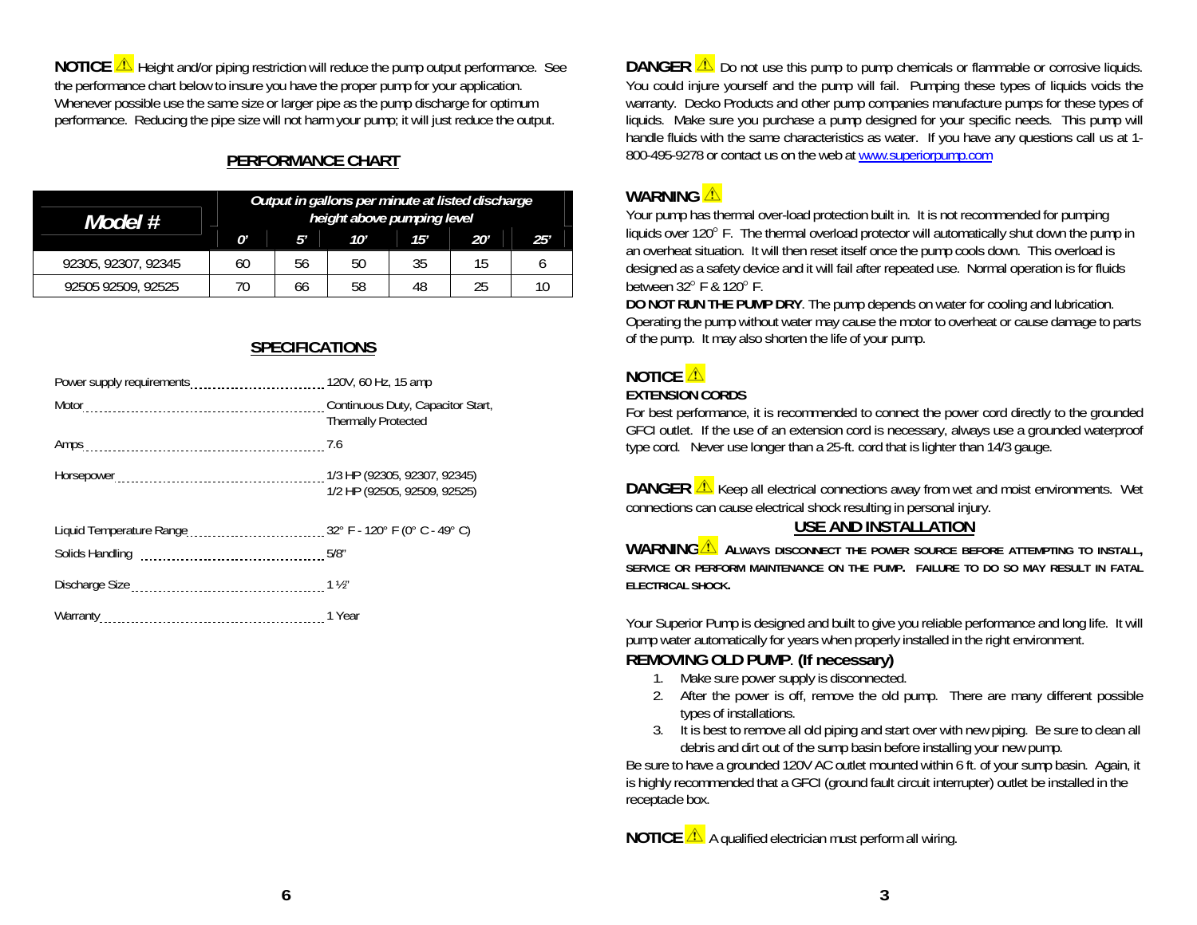**NOTICE** ⚠ Height and/or piping restriction will reduce the pump output performance. See the performance chart below to insure you have the proper pump for your application. Whenever possible use the same size or larger pipe as the pump discharge for optimum performance. Reducing the pipe size will not harm your pump; it will just reduce the output.

## PERFORMANCE CHART

| *Model #* | *Output in gallons per minute at listed discharge height above pumping level* | | | | | |
|---|---|---|---|---|---|---|
| | *0'* | *5'* | *10'* | *15'* | *20'* | *25'* |
| 92305, 92307, 92345 | 60 | 56 | 50 | 35 | 15 | 6 |
| 92505 92509, 92525 | 70 | 66 | 58 | 48 | 25 | 10 |

## SPECIFICATIONS

| | |
|---|---|
| Power supply requirements | 120V, 60 Hz, 15 amp |
| Motor | Continuous Duty, Capacitor Start, Thermally Protected |
| Amps | 7.6 |
| Horsepower | 1/3 HP (92305, 92307, 92345)<br>1/2 HP (92505, 92509, 92525) |
| Liquid Temperature Range | 32° F - 120° F (0° C - 49° C) |
| Solids Handling | 5/8" |
| Discharge Size | 1 ½" |
| Warranty | 1 Year |

**DANGER** ⚠ Do not use this pump to pump chemicals or flammable or corrosive liquids. You could injure yourself and the pump will fail. Pumping these types of liquids voids the warranty. Decko Products and other pump companies manufacture pumps for these types of liquids. Make sure you purchase a pump designed for your specific needs. This pump will handle fluids with the same characteristics as water. If you have any questions call us at 1-800-495-9278 or contact us on the web at www.superiorpump.com

**WARNING** ⚠

Your pump has thermal over-load protection built in. It is not recommended for pumping liquids over 120° F. The thermal overload protector will automatically shut down the pump in an overheat situation. It will then reset itself once the pump cools down. This overload is designed as a safety device and it will fail after repeated use. Normal operation is for fluids between 32° F & 120° F.

**DO NOT RUN THE PUMP DRY**. The pump depends on water for cooling and lubrication. Operating the pump without water may cause the motor to overheat or cause damage to parts of the pump. It may also shorten the life of your pump.

**NOTICE** ⚠

**EXTENSION CORDS**

For best performance, it is recommended to connect the power cord directly to the grounded GFCI outlet. If the use of an extension cord is necessary, always use a grounded waterproof type cord. Never use longer than a 25-ft. cord that is lighter than 14/3 gauge.

**DANGER** ⚠ Keep all electrical connections away from wet and moist environments. Wet connections can cause electrical shock resulting in personal injury.

## USE AND INSTALLATION

**WARNING** ⚠ **ALWAYS DISCONNECT THE POWER SOURCE BEFORE ATTEMPTING TO INSTALL, SERVICE OR PERFORM MAINTENANCE ON THE PUMP. FAILURE TO DO SO MAY RESULT IN FATAL ELECTRICAL SHOCK.**

Your Superior Pump is designed and built to give you reliable performance and long life. It will pump water automatically for years when properly installed in the right environment.

**REMOVING OLD PUMP. (If necessary)**

1. Make sure power supply is disconnected.
2. After the power is off, remove the old pump. There are many different possible types of installations.
3. It is best to remove all old piping and start over with new piping. Be sure to clean all debris and dirt out of the sump basin before installing your new pump.

Be sure to have a grounded 120V AC outlet mounted within 6 ft. of your sump basin. Again, it is highly recommended that a GFCI (ground fault circuit interrupter) outlet be installed in the receptacle box.

**NOTICE** ⚠ A qualified electrician must perform all wiring.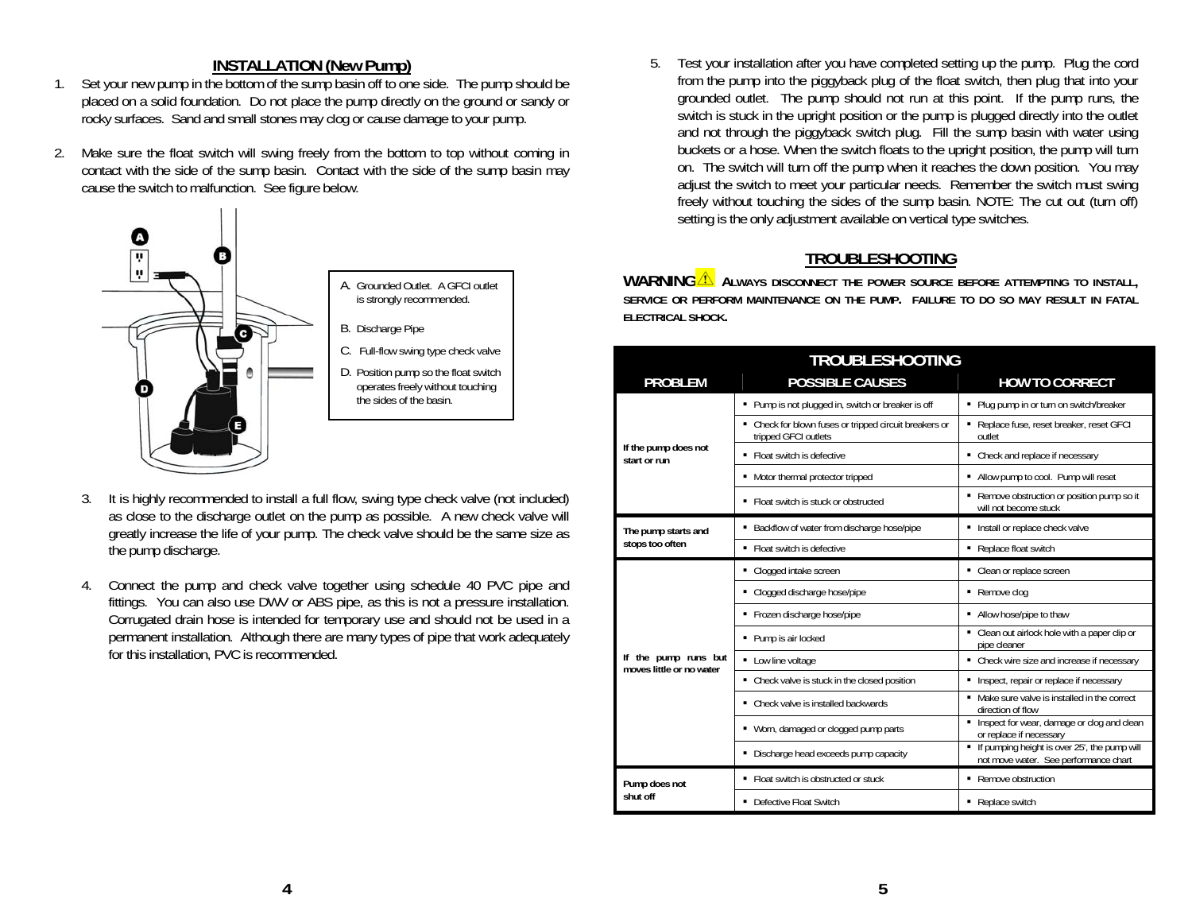## INSTALLATION (New Pump)

1. Set your new pump in the bottom of the sump basin off to one side. The pump should be placed on a solid foundation. Do not place the pump directly on the ground or sandy or rocky surfaces. Sand and small stones may clog or cause damage to your pump.

2. Make sure the float switch will swing freely from the bottom to top without coming in contact with the side of the sump basin. Contact with the side of the sump basin may cause the switch to malfunction. See figure below.

A. Grounded Outlet. A GFCI outlet is strongly recommended.

B. Discharge Pipe

C. Full-flow swing type check valve

D. Position pump so the float switch operates freely without touching the sides of the basin.

3. It is highly recommended to install a full flow, swing type check valve (not included) as close to the discharge outlet on the pump as possible. A new check valve will greatly increase the life of your pump. The check valve should be the same size as the pump discharge.

4. Connect the pump and check valve together using schedule 40 PVC pipe and fittings. You can also use DWV or ABS pipe, as this is not a pressure installation. Corrugated drain hose is intended for temporary use and should not be used in a permanent installation. Although there are many types of pipe that work adequately for this installation, PVC is recommended.

5. Test your installation after you have completed setting up the pump. Plug the cord from the pump into the piggyback plug of the float switch, then plug that into your grounded outlet. The pump should not run at this point. If the pump runs, the switch is stuck in the upright position or the pump is plugged directly into the outlet and not through the piggyback switch plug. Fill the sump basin with water using buckets or a hose. When the switch floats to the upright position, the pump will turn on. The switch will turn off the pump when it reaches the down position. You may adjust the switch to meet your particular needs. Remember the switch must swing freely without touching the sides of the sump basin. NOTE: The cut out (turn off) setting is the only adjustment available on vertical type switches.

## TROUBLESHOOTING

**WARNING ⚠ ALWAYS DISCONNECT THE POWER SOURCE BEFORE ATTEMPTING TO INSTALL, SERVICE OR PERFORM MAINTENANCE ON THE PUMP. FAILURE TO DO SO MAY RESULT IN FATAL ELECTRICAL SHOCK.**

**TROUBLESHOOTING**

| PROBLEM | POSSIBLE CAUSES | HOW TO CORRECT |
|---|---|---|
| If the pump does not start or run | ▪ Pump is not plugged in, switch or breaker is off | ▪ Plug pump in or turn on switch/breaker |
| | ▪ Check for blown fuses or tripped circuit breakers or tripped GFCI outlets | ▪ Replace fuse, reset breaker, reset GFCI outlet |
| | ▪ Float switch is defective | ▪ Check and replace if necessary |
| | ▪ Motor thermal protector tripped | ▪ Allow pump to cool. Pump will reset |
| | ▪ Float switch is stuck or obstructed | ▪ Remove obstruction or position pump so it will not become stuck |
| The pump starts and stops too often | ▪ Backflow of water from discharge hose/pipe | ▪ Install or replace check valve |
| | ▪ Float switch is defective | ▪ Replace float switch |
| If the pump runs but moves little or no water | ▪ Clogged intake screen | ▪ Clean or replace screen |
| | ▪ Clogged discharge hose/pipe | ▪ Remove clog |
| | ▪ Frozen discharge hose/pipe | ▪ Allow hose/pipe to thaw |
| | ▪ Pump is air locked | ▪ Clean out airlock hole with a paper clip or pipe cleaner |
| | ▪ Low line voltage | ▪ Check wire size and increase if necessary |
| | ▪ Check valve is stuck in the closed position | ▪ Inspect, repair or replace if necessary |
| | ▪ Check valve is installed backwards | ▪ Make sure valve is installed in the correct direction of flow |
| | ▪ Worn, damaged or clogged pump parts | ▪ Inspect for wear, damage or clog and clean or replace if necessary |
| | ▪ Discharge head exceeds pump capacity | ▪ If pumping height is over 25', the pump will not move water. See performance chart |
| Pump does not shut off | ▪ Float switch is obstructed or stuck | ▪ Remove obstruction |
| | ▪ Defective Float Switch | ▪ Replace switch |